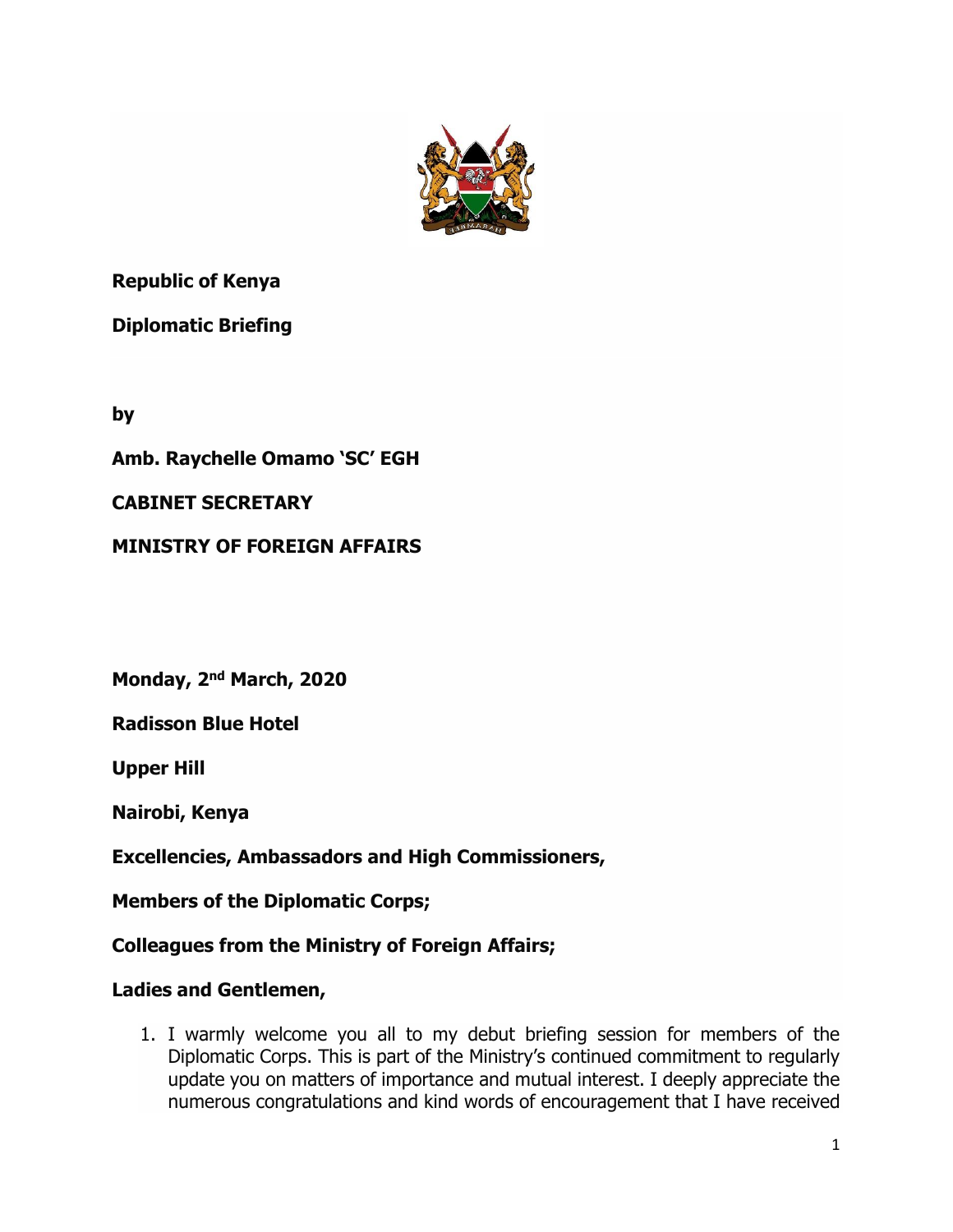**Republic of Kenya**

**Diplomatic Briefing**

**by**

**Amb. Raychelle Omamo 'SC' EGH**

**CABINET SECRETARY**

**MINISTRY OF FOREIGN AFFAIRS**

**Monday, 2nd March, 2020**

**Radisson Blue Hotel**

**Upper Hill**

**Nairobi, Kenya**

**Excellencies, Ambassadors and High Commissioners,**

**Members of the Diplomatic Corps;**

**Colleagues from the Ministry of Foreign Affairs;**

**Ladies and Gentlemen,**

1. I warmly welcome you all to my debut briefing session for members of the Diplomatic Corps. This is part of the Ministry's continued commitment to regularly update you on matters of importance and mutual interest. I deeply appreciate the numerous congratulations and kind words of encouragement that I have received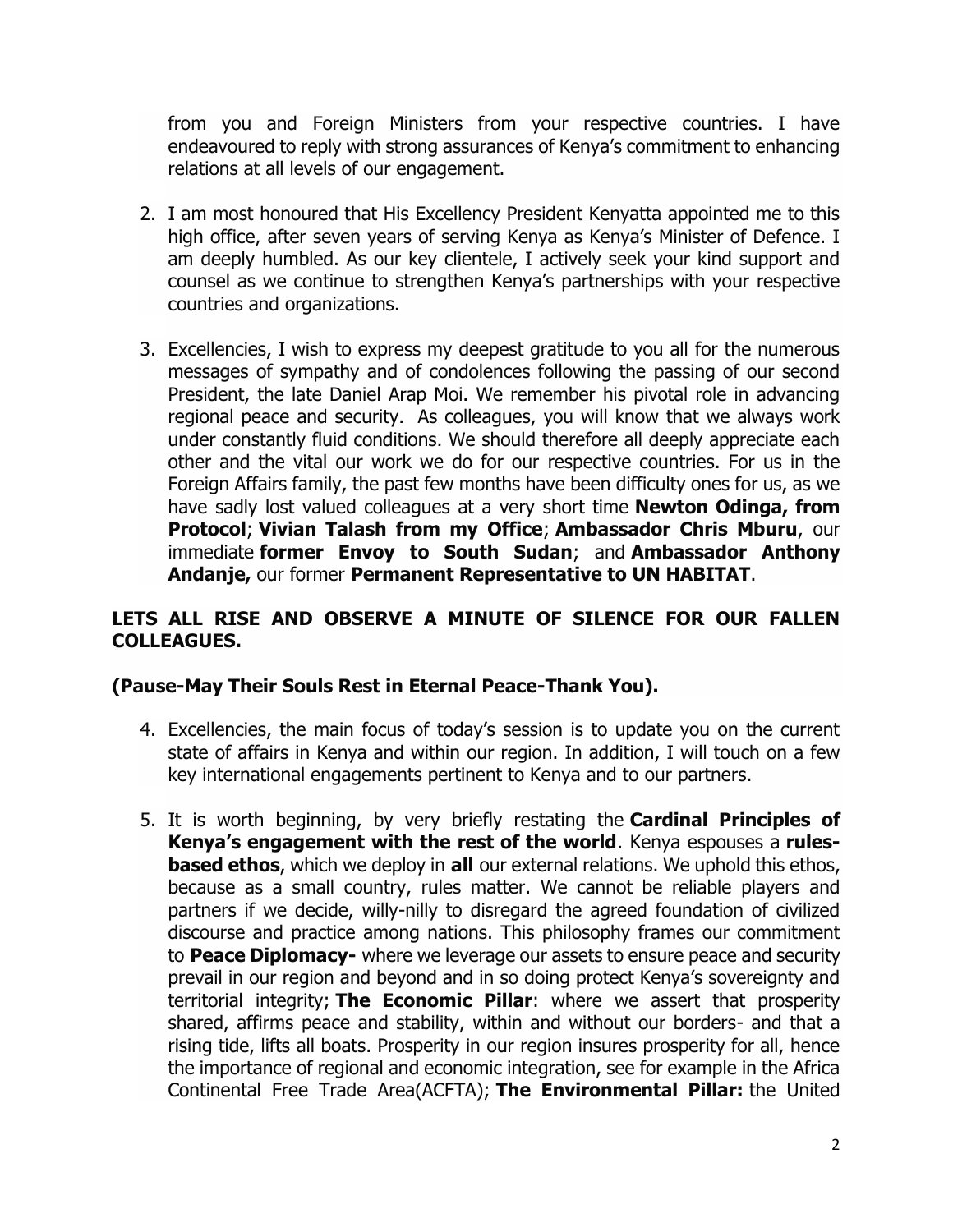from you and Foreign Ministers from your respective countries. I have endeavoured to reply with strong assurances of Kenya's commitment to enhancing relations at all levels of our engagement.

2. I am most honoured that His Excellency President Kenyatta appointed me to this high office, after seven years of serving Kenya as Kenya's Minister of Defence. I am deeply humbled. As our key clientele, I actively seek your kind support and counsel as we continue to strengthen Kenya's partnerships with your respective countries and organizations.

3. Excellencies, I wish to express my deepest gratitude to you all for the numerous messages of sympathy and of condolences following the passing of our second President, the late Daniel Arap Moi. We remember his pivotal role in advancing regional peace and security. As colleagues, you will know that we always work under constantly fluid conditions. We should therefore all deeply appreciate each other and the vital our work we do for our respective countries. For us in the Foreign Affairs family, the past few months have been difficulty ones for us, as we have sadly lost valued colleagues at a very short time **Newton Odinga, from Protocol**; **Vivian Talash from my Office**; **Ambassador Chris Mburu**, our immediate **former Envoy to South Sudan**; and **Ambassador Anthony Andanje,** our former **Permanent Representative to UN HABITAT**.

**LETS ALL RISE AND OBSERVE A MINUTE OF SILENCE FOR OUR FALLEN COLLEAGUES.**

**(Pause-May Their Souls Rest in Eternal Peace-Thank You).**

4. Excellencies, the main focus of today's session is to update you on the current state of affairs in Kenya and within our region. In addition, I will touch on a few key international engagements pertinent to Kenya and to our partners.

5. It is worth beginning, by very briefly restating the **Cardinal Principles of Kenya's engagement with the rest of the world**. Kenya espouses a **rules-based ethos**, which we deploy in **all** our external relations. We uphold this ethos, because as a small country, rules matter. We cannot be reliable players and partners if we decide, willy-nilly to disregard the agreed foundation of civilized discourse and practice among nations. This philosophy frames our commitment to **Peace Diplomacy-** where we leverage our assets to ensure peace and security prevail in our region and beyond and in so doing protect Kenya's sovereignty and territorial integrity; **The Economic Pillar**: where we assert that prosperity shared, affirms peace and stability, within and without our borders- and that a rising tide, lifts all boats. Prosperity in our region insures prosperity for all, hence the importance of regional and economic integration, see for example in the Africa Continental Free Trade Area(ACFTA); **The Environmental Pillar:** the United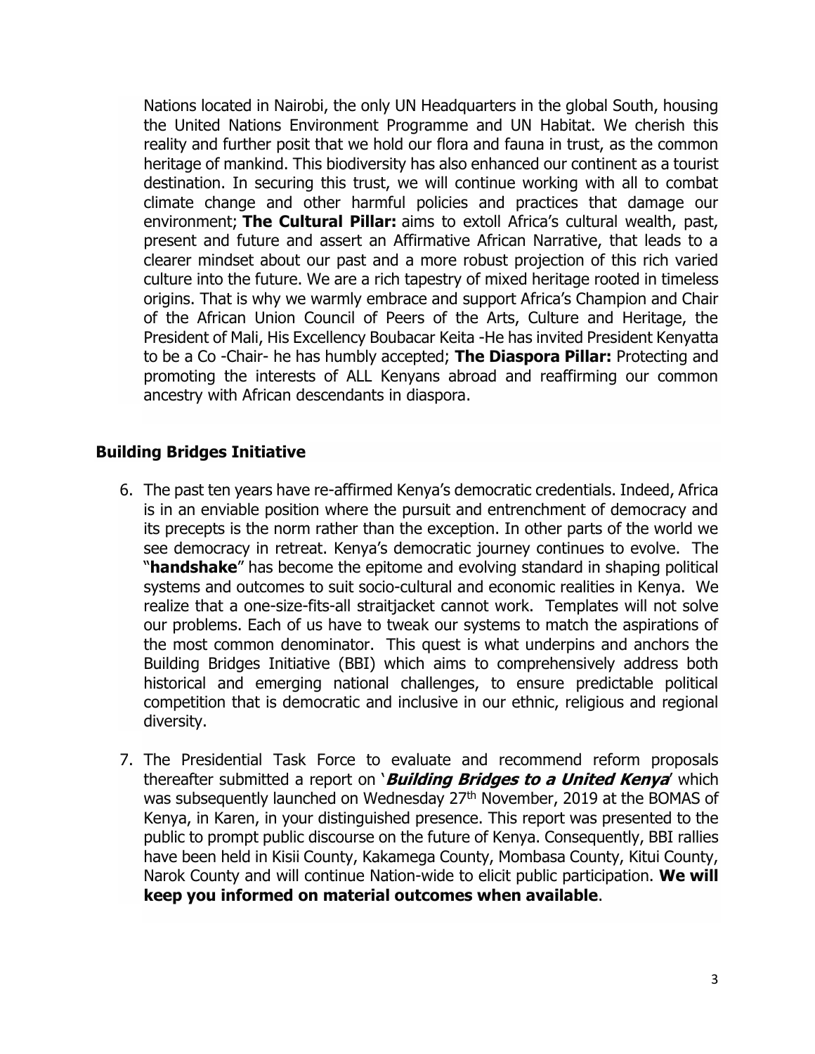Nations located in Nairobi, the only UN Headquarters in the global South, housing the United Nations Environment Programme and UN Habitat. We cherish this reality and further posit that we hold our flora and fauna in trust, as the common heritage of mankind. This biodiversity has also enhanced our continent as a tourist destination. In securing this trust, we will continue working with all to combat climate change and other harmful policies and practices that damage our environment; **The Cultural Pillar:** aims to extoll Africa's cultural wealth, past, present and future and assert an Affirmative African Narrative, that leads to a clearer mindset about our past and a more robust projection of this rich varied culture into the future. We are a rich tapestry of mixed heritage rooted in timeless origins. That is why we warmly embrace and support Africa's Champion and Chair of the African Union Council of Peers of the Arts, Culture and Heritage, the President of Mali, His Excellency Boubacar Keita -He has invited President Kenyatta to be a Co -Chair- he has humbly accepted; **The Diaspora Pillar:** Protecting and promoting the interests of ALL Kenyans abroad and reaffirming our common ancestry with African descendants in diaspora.

## Building Bridges Initiative

6. The past ten years have re-affirmed Kenya's democratic credentials. Indeed, Africa is in an enviable position where the pursuit and entrenchment of democracy and its precepts is the norm rather than the exception. In other parts of the world we see democracy in retreat. Kenya's democratic journey continues to evolve. The "**handshake**" has become the epitome and evolving standard in shaping political systems and outcomes to suit socio-cultural and economic realities in Kenya. We realize that a one-size-fits-all straitjacket cannot work. Templates will not solve our problems. Each of us have to tweak our systems to match the aspirations of the most common denominator. This quest is what underpins and anchors the Building Bridges Initiative (BBI) which aims to comprehensively address both historical and emerging national challenges, to ensure predictable political competition that is democratic and inclusive in our ethnic, religious and regional diversity.

7. The Presidential Task Force to evaluate and recommend reform proposals thereafter submitted a report on '***Building Bridges to a United Kenya***' which was subsequently launched on Wednesday 27th November, 2019 at the BOMAS of Kenya, in Karen, in your distinguished presence. This report was presented to the public to prompt public discourse on the future of Kenya. Consequently, BBI rallies have been held in Kisii County, Kakamega County, Mombasa County, Kitui County, Narok County and will continue Nation-wide to elicit public participation. **We will keep you informed on material outcomes when available**.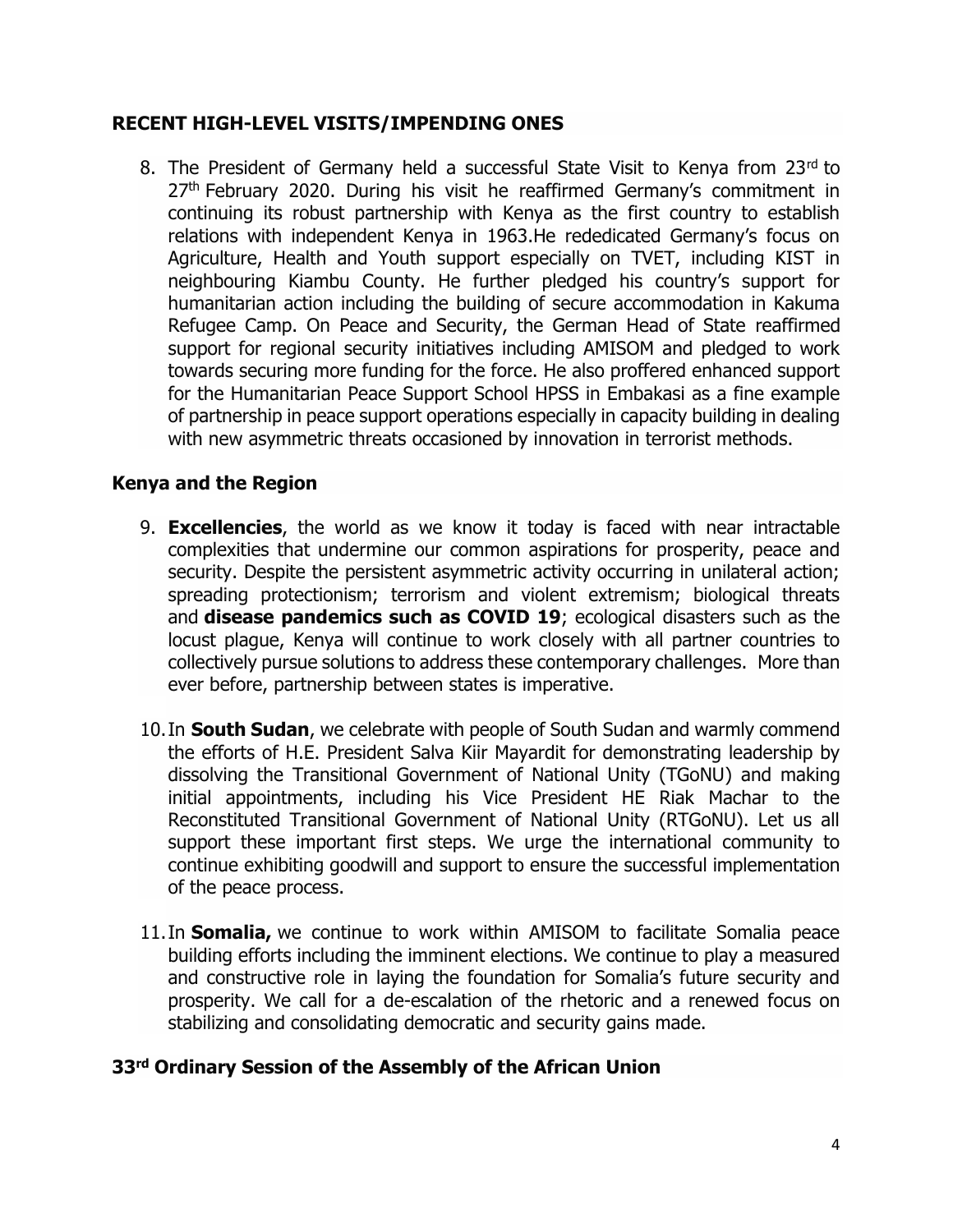## RECENT HIGH-LEVEL VISITS/IMPENDING ONES

8. The President of Germany held a successful State Visit to Kenya from 23rd to 27th February 2020. During his visit he reaffirmed Germany's commitment in continuing its robust partnership with Kenya as the first country to establish relations with independent Kenya in 1963.He rededicated Germany's focus on Agriculture, Health and Youth support especially on TVET, including KIST in neighbouring Kiambu County. He further pledged his country's support for humanitarian action including the building of secure accommodation in Kakuma Refugee Camp. On Peace and Security, the German Head of State reaffirmed support for regional security initiatives including AMISOM and pledged to work towards securing more funding for the force. He also proffered enhanced support for the Humanitarian Peace Support School HPSS in Embakasi as a fine example of partnership in peace support operations especially in capacity building in dealing with new asymmetric threats occasioned by innovation in terrorist methods.

### Kenya and the Region

9. **Excellencies**, the world as we know it today is faced with near intractable complexities that undermine our common aspirations for prosperity, peace and security. Despite the persistent asymmetric activity occurring in unilateral action; spreading protectionism; terrorism and violent extremism; biological threats and **disease pandemics such as COVID 19**; ecological disasters such as the locust plague, Kenya will continue to work closely with all partner countries to collectively pursue solutions to address these contemporary challenges. More than ever before, partnership between states is imperative.

10. In **South Sudan**, we celebrate with people of South Sudan and warmly commend the efforts of H.E. President Salva Kiir Mayardit for demonstrating leadership by dissolving the Transitional Government of National Unity (TGoNU) and making initial appointments, including his Vice President HE Riak Machar to the Reconstituted Transitional Government of National Unity (RTGoNU). Let us all support these important first steps. We urge the international community to continue exhibiting goodwill and support to ensure the successful implementation of the peace process.

11. In **Somalia,** we continue to work within AMISOM to facilitate Somalia peace building efforts including the imminent elections. We continue to play a measured and constructive role in laying the foundation for Somalia's future security and prosperity. We call for a de-escalation of the rhetoric and a renewed focus on stabilizing and consolidating democratic and security gains made.

### 33rd Ordinary Session of the Assembly of the African Union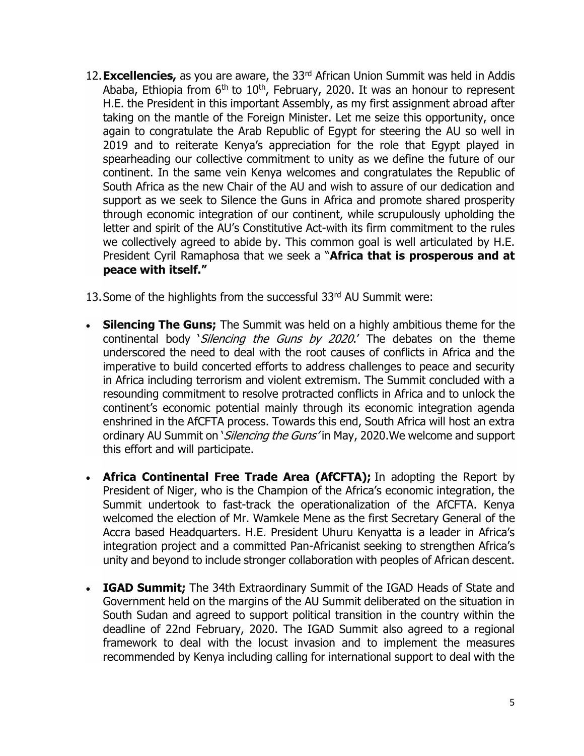12. **Excellencies,** as you are aware, the 33rd African Union Summit was held in Addis Ababa, Ethiopia from 6th to 10th, February, 2020. It was an honour to represent H.E. the President in this important Assembly, as my first assignment abroad after taking on the mantle of the Foreign Minister. Let me seize this opportunity, once again to congratulate the Arab Republic of Egypt for steering the AU so well in 2019 and to reiterate Kenya's appreciation for the role that Egypt played in spearheading our collective commitment to unity as we define the future of our continent. In the same vein Kenya welcomes and congratulates the Republic of South Africa as the new Chair of the AU and wish to assure of our dedication and support as we seek to Silence the Guns in Africa and promote shared prosperity through economic integration of our continent, while scrupulously upholding the letter and spirit of the AU's Constitutive Act-with its firm commitment to the rules we collectively agreed to abide by. This common goal is well articulated by H.E. President Cyril Ramaphosa that we seek a "**Africa that is prosperous and at peace with itself."**

13. Some of the highlights from the successful 33rd AU Summit were:

- **Silencing The Guns;** The Summit was held on a highly ambitious theme for the continental body '*Silencing the Guns by 2020*.' The debates on the theme underscored the need to deal with the root causes of conflicts in Africa and the imperative to build concerted efforts to address challenges to peace and security in Africa including terrorism and violent extremism. The Summit concluded with a resounding commitment to resolve protracted conflicts in Africa and to unlock the continent's economic potential mainly through its economic integration agenda enshrined in the AfCFTA process. Towards this end, South Africa will host an extra ordinary AU Summit on '*Silencing the Guns'* in May, 2020.We welcome and support this effort and will participate.

- **Africa Continental Free Trade Area (AfCFTA);** In adopting the Report by President of Niger, who is the Champion of the Africa's economic integration, the Summit undertook to fast-track the operationalization of the AfCFTA. Kenya welcomed the election of Mr. Wamkele Mene as the first Secretary General of the Accra based Headquarters. H.E. President Uhuru Kenyatta is a leader in Africa's integration project and a committed Pan-Africanist seeking to strengthen Africa's unity and beyond to include stronger collaboration with peoples of African descent.

- **IGAD Summit;** The 34th Extraordinary Summit of the IGAD Heads of State and Government held on the margins of the AU Summit deliberated on the situation in South Sudan and agreed to support political transition in the country within the deadline of 22nd February, 2020. The IGAD Summit also agreed to a regional framework to deal with the locust invasion and to implement the measures recommended by Kenya including calling for international support to deal with the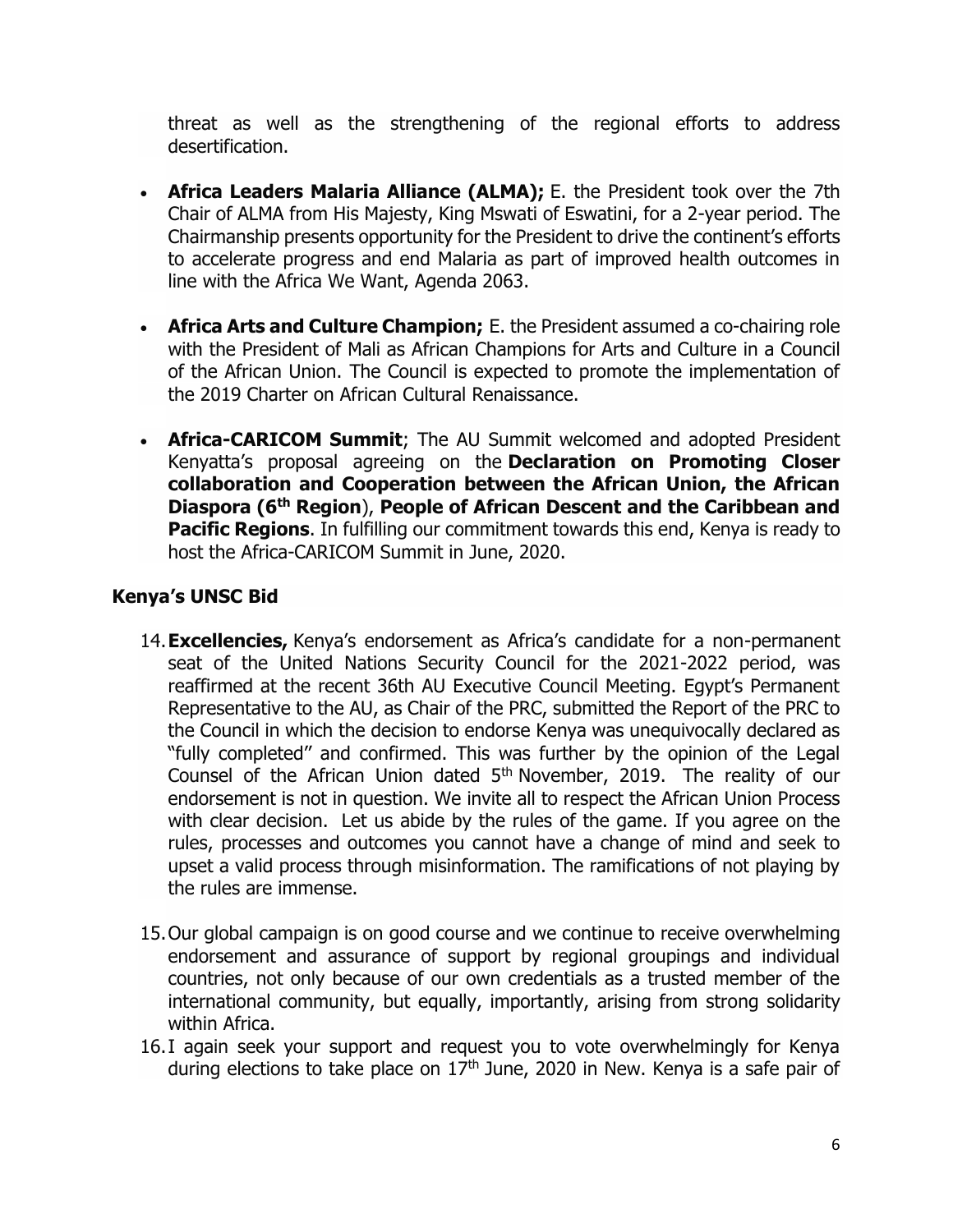threat as well as the strengthening of the regional efforts to address desertification.

- **Africa Leaders Malaria Alliance (ALMA);** E. the President took over the 7th Chair of ALMA from His Majesty, King Mswati of Eswatini, for a 2-year period. The Chairmanship presents opportunity for the President to drive the continent's efforts to accelerate progress and end Malaria as part of improved health outcomes in line with the Africa We Want, Agenda 2063.

- **Africa Arts and Culture Champion;** E. the President assumed a co-chairing role with the President of Mali as African Champions for Arts and Culture in a Council of the African Union. The Council is expected to promote the implementation of the 2019 Charter on African Cultural Renaissance.

- **Africa-CARICOM Summit**; The AU Summit welcomed and adopted President Kenyatta's proposal agreeing on the **Declaration on Promoting Closer collaboration and Cooperation between the African Union, the African Diaspora (6th Region**), **People of African Descent and the Caribbean and Pacific Regions**. In fulfilling our commitment towards this end, Kenya is ready to host the Africa-CARICOM Summit in June, 2020.

## Kenya's UNSC Bid

14. **Excellencies,** Kenya's endorsement as Africa's candidate for a non-permanent seat of the United Nations Security Council for the 2021-2022 period, was reaffirmed at the recent 36th AU Executive Council Meeting. Egypt's Permanent Representative to the AU, as Chair of the PRC, submitted the Report of the PRC to the Council in which the decision to endorse Kenya was unequivocally declared as "fully completed" and confirmed. This was further by the opinion of the Legal Counsel of the African Union dated 5th November, 2019. The reality of our endorsement is not in question. We invite all to respect the African Union Process with clear decision. Let us abide by the rules of the game. If you agree on the rules, processes and outcomes you cannot have a change of mind and seek to upset a valid process through misinformation. The ramifications of not playing by the rules are immense.

15. Our global campaign is on good course and we continue to receive overwhelming endorsement and assurance of support by regional groupings and individual countries, not only because of our own credentials as a trusted member of the international community, but equally, importantly, arising from strong solidarity within Africa.

16. I again seek your support and request you to vote overwhelmingly for Kenya during elections to take place on 17th June, 2020 in New. Kenya is a safe pair of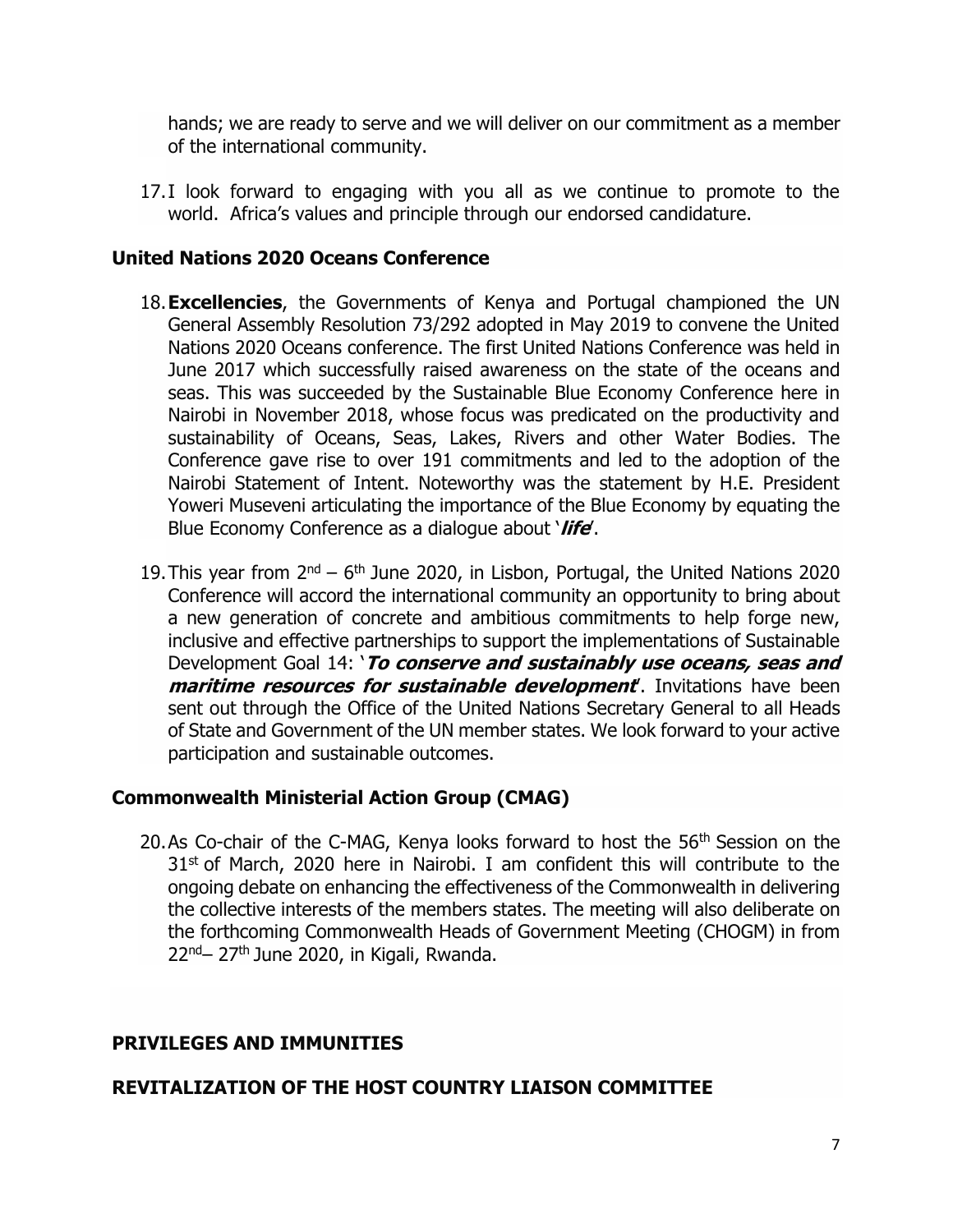hands; we are ready to serve and we will deliver on our commitment as a member of the international community.

17. I look forward to engaging with you all as we continue to promote to the world. Africa's values and principle through our endorsed candidature.

## United Nations 2020 Oceans Conference

18. **Excellencies**, the Governments of Kenya and Portugal championed the UN General Assembly Resolution 73/292 adopted in May 2019 to convene the United Nations 2020 Oceans conference. The first United Nations Conference was held in June 2017 which successfully raised awareness on the state of the oceans and seas. This was succeeded by the Sustainable Blue Economy Conference here in Nairobi in November 2018, whose focus was predicated on the productivity and sustainability of Oceans, Seas, Lakes, Rivers and other Water Bodies. The Conference gave rise to over 191 commitments and led to the adoption of the Nairobi Statement of Intent. Noteworthy was the statement by H.E. President Yoweri Museveni articulating the importance of the Blue Economy by equating the Blue Economy Conference as a dialogue about '***life***'.

19. This year from 2nd – 6th June 2020, in Lisbon, Portugal, the United Nations 2020 Conference will accord the international community an opportunity to bring about a new generation of concrete and ambitious commitments to help forge new, inclusive and effective partnerships to support the implementations of Sustainable Development Goal 14: '***To conserve and sustainably use oceans, seas and maritime resources for sustainable development***'. Invitations have been sent out through the Office of the United Nations Secretary General to all Heads of State and Government of the UN member states. We look forward to your active participation and sustainable outcomes.

## Commonwealth Ministerial Action Group (CMAG)

20. As Co-chair of the C-MAG, Kenya looks forward to host the 56th Session on the 31st of March, 2020 here in Nairobi. I am confident this will contribute to the ongoing debate on enhancing the effectiveness of the Commonwealth in delivering the collective interests of the members states. The meeting will also deliberate on the forthcoming Commonwealth Heads of Government Meeting (CHOGM) in from 22nd– 27th June 2020, in Kigali, Rwanda.

## PRIVILEGES AND IMMUNITIES

## REVITALIZATION OF THE HOST COUNTRY LIAISON COMMITTEE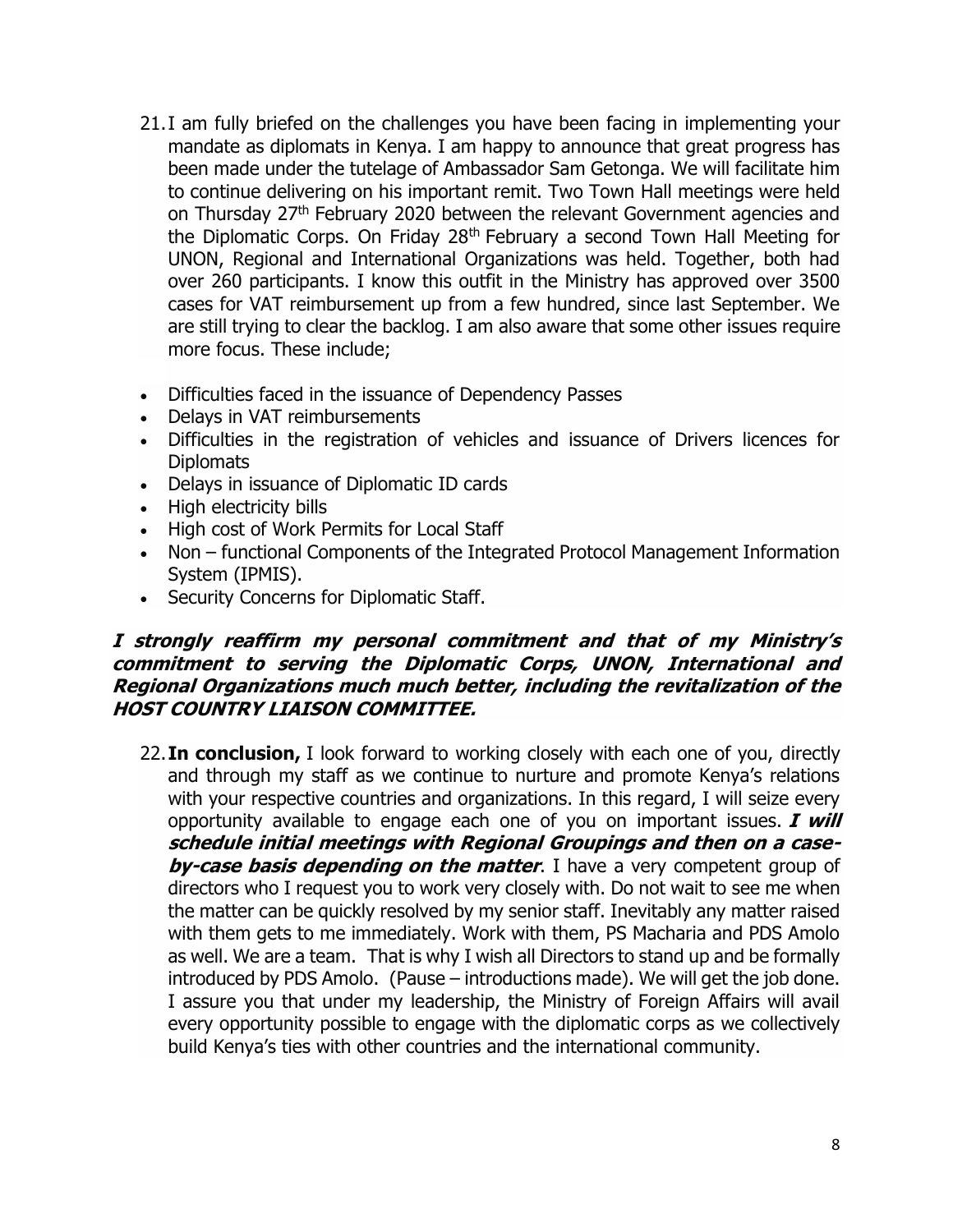21. I am fully briefed on the challenges you have been facing in implementing your mandate as diplomats in Kenya. I am happy to announce that great progress has been made under the tutelage of Ambassador Sam Getonga. We will facilitate him to continue delivering on his important remit. Two Town Hall meetings were held on Thursday 27th February 2020 between the relevant Government agencies and the Diplomatic Corps. On Friday 28th February a second Town Hall Meeting for UNON, Regional and International Organizations was held. Together, both had over 260 participants. I know this outfit in the Ministry has approved over 3500 cases for VAT reimbursement up from a few hundred, since last September. We are still trying to clear the backlog. I am also aware that some other issues require more focus. These include;

- Difficulties faced in the issuance of Dependency Passes
- Delays in VAT reimbursements
- Difficulties in the registration of vehicles and issuance of Drivers licences for Diplomats
- Delays in issuance of Diplomatic ID cards
- High electricity bills
- High cost of Work Permits for Local Staff
- Non – functional Components of the Integrated Protocol Management Information System (IPMIS).
- Security Concerns for Diplomatic Staff.

***I strongly reaffirm my personal commitment and that of my Ministry's commitment to serving the Diplomatic Corps, UNON, International and Regional Organizations much much better, including the revitalization of the HOST COUNTRY LIAISON COMMITTEE.***

22. **In conclusion,** I look forward to working closely with each one of you, directly and through my staff as we continue to nurture and promote Kenya's relations with your respective countries and organizations. In this regard, I will seize every opportunity available to engage each one of you on important issues. ***I will schedule initial meetings with Regional Groupings and then on a case-by-case basis depending on the matter***. I have a very competent group of directors who I request you to work very closely with. Do not wait to see me when the matter can be quickly resolved by my senior staff. Inevitably any matter raised with them gets to me immediately. Work with them, PS Macharia and PDS Amolo as well. We are a team. That is why I wish all Directors to stand up and be formally introduced by PDS Amolo. (Pause – introductions made). We will get the job done. I assure you that under my leadership, the Ministry of Foreign Affairs will avail every opportunity possible to engage with the diplomatic corps as we collectively build Kenya's ties with other countries and the international community.